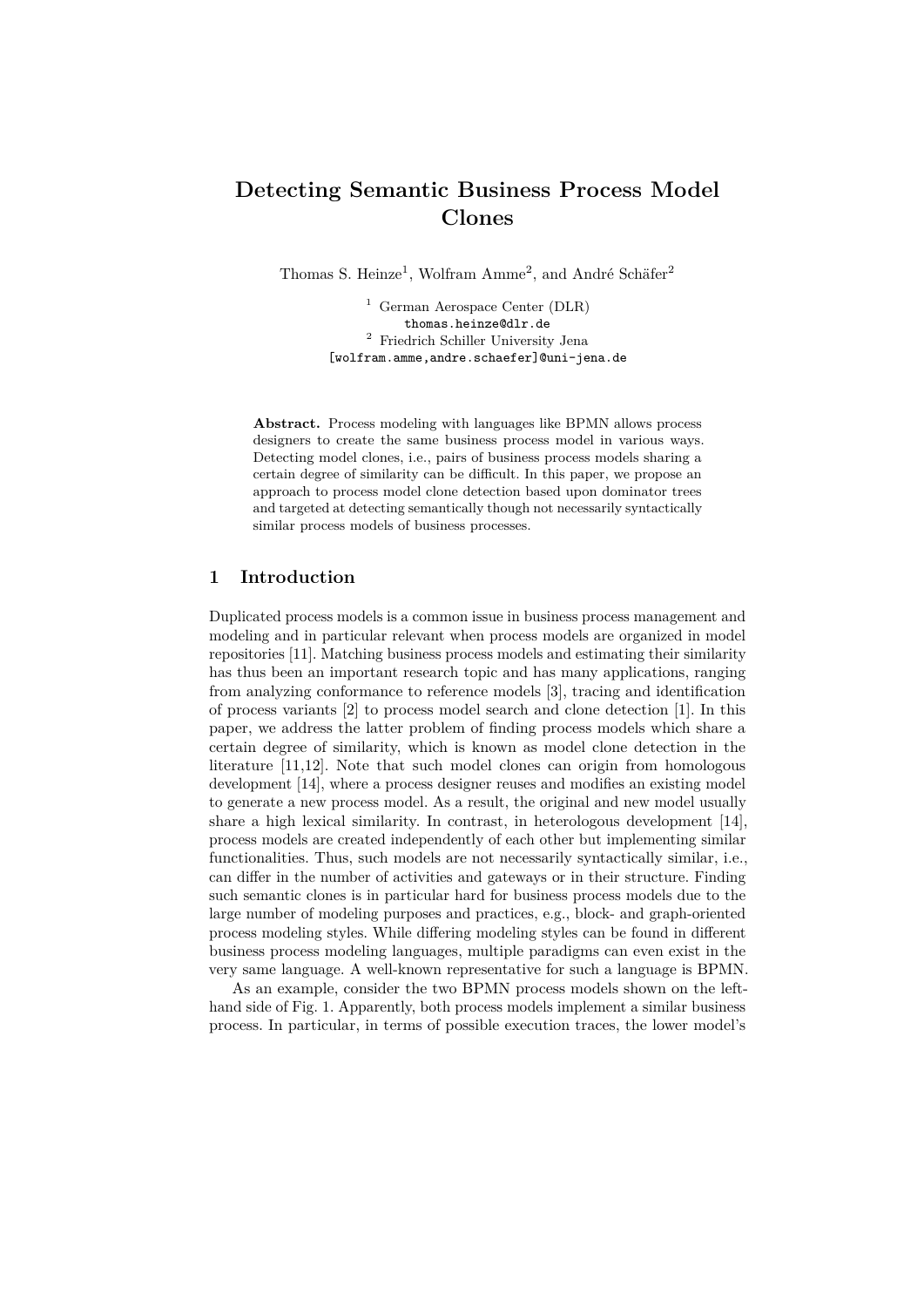# Detecting Semantic Business Process Model Clones

Thomas S. Heinze[1], Wolfram Amme[2], and André Schäfer[2]

[1] German Aerospace Center (DLR)
thomas.heinze@dlr.de
[2] Friedrich Schiller University Jena
[wolfram.amme,andre.schaefer]@uni-jena.de

**Abstract.** Process modeling with languages like BPMN allows process designers to create the same business process model in various ways. Detecting model clones, i.e., pairs of business process models sharing a certain degree of similarity can be difficult. In this paper, we propose an approach to process model clone detection based upon dominator trees and targeted at detecting semantically though not necessarily syntactically similar process models of business processes.

## 1 Introduction

Duplicated process models is a common issue in business process management and modeling and in particular relevant when process models are organized in model repositories [11]. Matching business process models and estimating their similarity has thus been an important research topic and has many applications, ranging from analyzing conformance to reference models [3], tracing and identification of process variants [2] to process model search and clone detection [1]. In this paper, we address the latter problem of finding process models which share a certain degree of similarity, which is known as model clone detection in the literature [11,12]. Note that such model clones can origin from homologous development [14], where a process designer reuses and modifies an existing model to generate a new process model. As a result, the original and new model usually share a high lexical similarity. In contrast, in heterologous development [14], process models are created independently of each other but implementing similar functionalities. Thus, such models are not necessarily syntactically similar, i.e., can differ in the number of activities and gateways or in their structure. Finding such semantic clones is in particular hard for business process models due to the large number of modeling purposes and practices, e.g., block- and graph-oriented process modeling styles. While differing modeling styles can be found in different business process modeling languages, multiple paradigms can even exist in the very same language. A well-known representative for such a language is BPMN.

As an example, consider the two BPMN process models shown on the left-hand side of Fig. 1. Apparently, both process models implement a similar business process. In particular, in terms of possible execution traces, the lower model's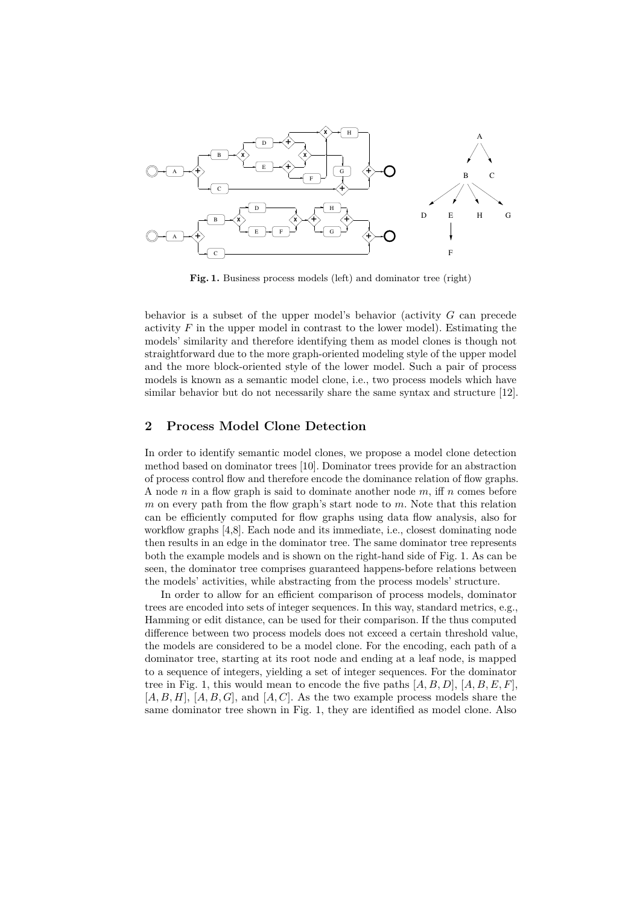**Fig. 1.** Business process models (left) and dominator tree (right)

behavior is a subset of the upper model's behavior (activity $G$ can precede activity $F$ in the upper model in contrast to the lower model). Estimating the models' similarity and therefore identifying them as model clones is though not straightforward due to the more graph-oriented modeling style of the upper model and the more block-oriented style of the lower model. Such a pair of process models is known as a semantic model clone, i.e., two process models which have similar behavior but do not necessarily share the same syntax and structure [12].

## 2 Process Model Clone Detection

In order to identify semantic model clones, we propose a model clone detection method based on dominator trees [10]. Dominator trees provide for an abstraction of process control flow and therefore encode the dominance relation of flow graphs. A node $n$ in a flow graph is said to dominate another node $m$, iff $n$ comes before $m$ on every path from the flow graph's start node to $m$. Note that this relation can be efficiently computed for flow graphs using data flow analysis, also for workflow graphs [4,8]. Each node and its immediate, i.e., closest dominating node then results in an edge in the dominator tree. The same dominator tree represents both the example models and is shown on the right-hand side of Fig. 1. As can be seen, the dominator tree comprises guaranteed happens-before relations between the models' activities, while abstracting from the process models' structure.

In order to allow for an efficient comparison of process models, dominator trees are encoded into sets of integer sequences. In this way, standard metrics, e.g., Hamming or edit distance, can be used for their comparison. If the thus computed difference between two process models does not exceed a certain threshold value, the models are considered to be a model clone. For the encoding, each path of a dominator tree, starting at its root node and ending at a leaf node, is mapped to a sequence of integers, yielding a set of integer sequences. For the dominator tree in Fig. 1, this would mean to encode the five paths $[A, B, D]$, $[A, B, E, F]$, $[A, B, H]$, $[A, B, G]$, and $[A, C]$. As the two example process models share the same dominator tree shown in Fig. 1, they are identified as model clone. Also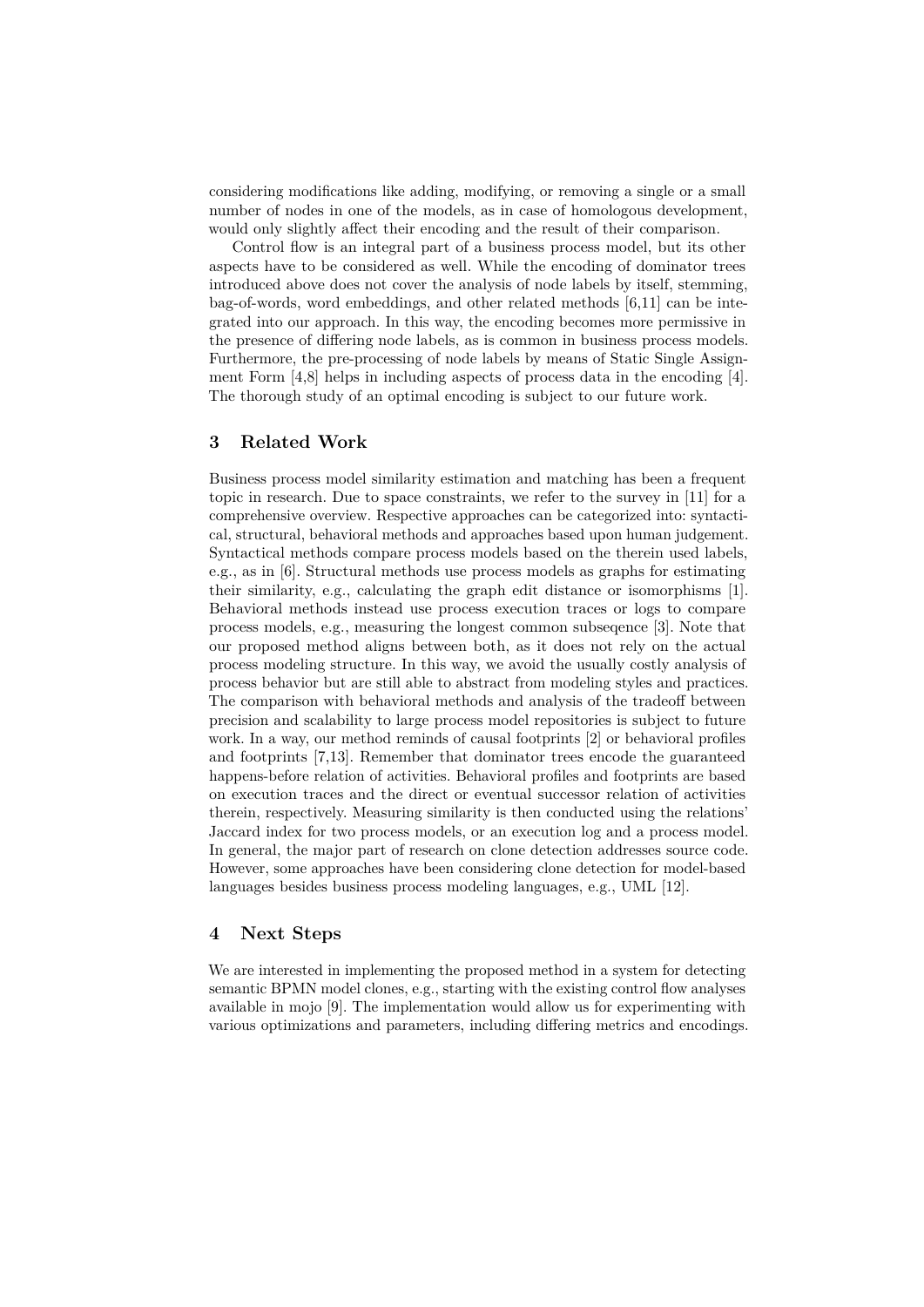considering modifications like adding, modifying, or removing a single or a small number of nodes in one of the models, as in case of homologous development, would only slightly affect their encoding and the result of their comparison.

Control flow is an integral part of a business process model, but its other aspects have to be considered as well. While the encoding of dominator trees introduced above does not cover the analysis of node labels by itself, stemming, bag-of-words, word embeddings, and other related methods [6,11] can be integrated into our approach. In this way, the encoding becomes more permissive in the presence of differing node labels, as is common in business process models. Furthermore, the pre-processing of node labels by means of Static Single Assignment Form [4,8] helps in including aspects of process data in the encoding [4]. The thorough study of an optimal encoding is subject to our future work.

## 3 Related Work

Business process model similarity estimation and matching has been a frequent topic in research. Due to space constraints, we refer to the survey in [11] for a comprehensive overview. Respective approaches can be categorized into: syntactical, structural, behavioral methods and approaches based upon human judgement. Syntactical methods compare process models based on the therein used labels, e.g., as in [6]. Structural methods use process models as graphs for estimating their similarity, e.g., calculating the graph edit distance or isomorphisms [1]. Behavioral methods instead use process execution traces or logs to compare process models, e.g., measuring the longest common subseqence [3]. Note that our proposed method aligns between both, as it does not rely on the actual process modeling structure. In this way, we avoid the usually costly analysis of process behavior but are still able to abstract from modeling styles and practices. The comparison with behavioral methods and analysis of the tradeoff between precision and scalability to large process model repositories is subject to future work. In a way, our method reminds of causal footprints [2] or behavioral profiles and footprints [7,13]. Remember that dominator trees encode the guaranteed happens-before relation of activities. Behavioral profiles and footprints are based on execution traces and the direct or eventual successor relation of activities therein, respectively. Measuring similarity is then conducted using the relations' Jaccard index for two process models, or an execution log and a process model. In general, the major part of research on clone detection addresses source code. However, some approaches have been considering clone detection for model-based languages besides business process modeling languages, e.g., UML [12].

## 4 Next Steps

We are interested in implementing the proposed method in a system for detecting semantic BPMN model clones, e.g., starting with the existing control flow analyses available in mojo [9]. The implementation would allow us for experimenting with various optimizations and parameters, including differing metrics and encodings.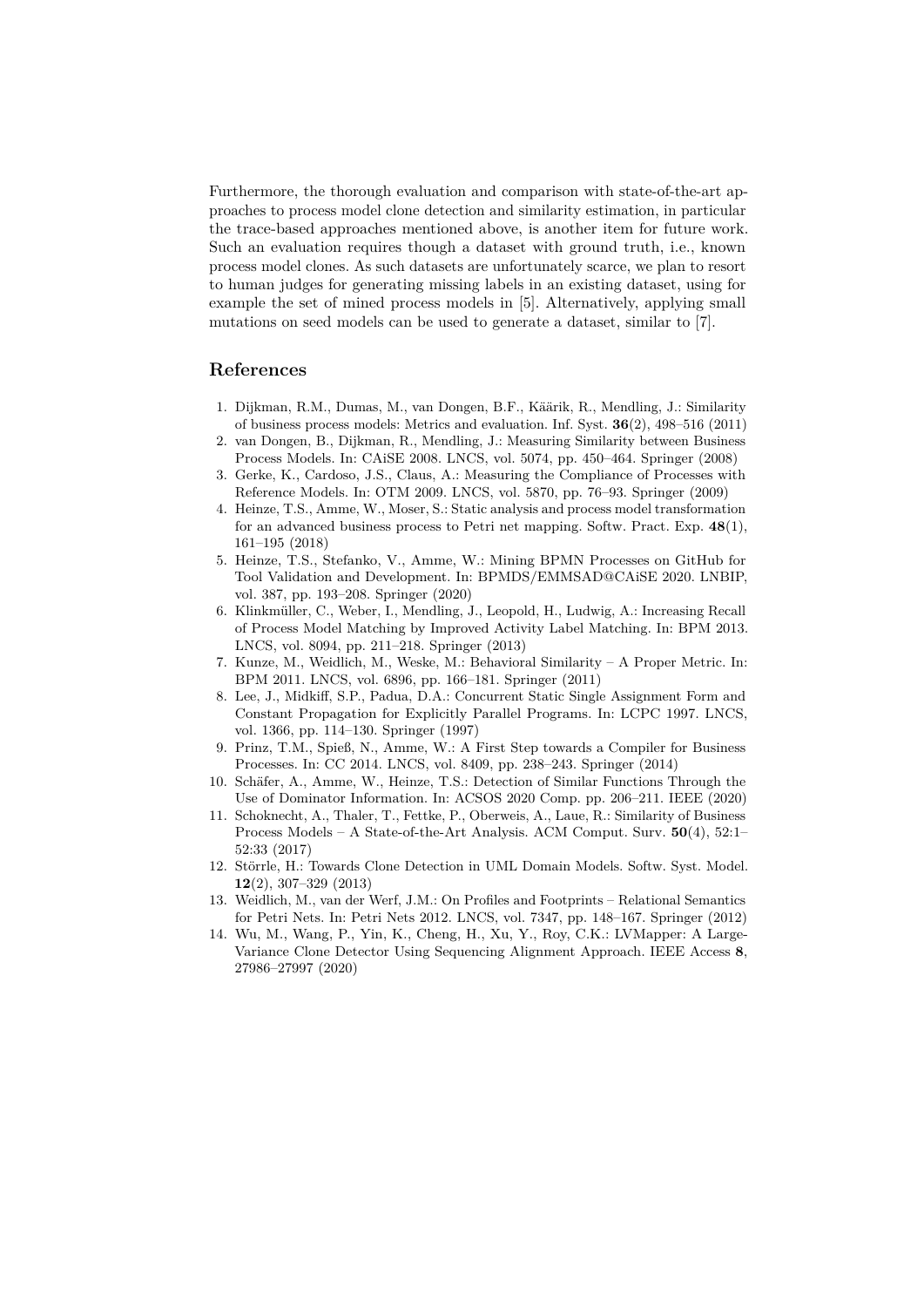Furthermore, the thorough evaluation and comparison with state-of-the-art approaches to process model clone detection and similarity estimation, in particular the trace-based approaches mentioned above, is another item for future work. Such an evaluation requires though a dataset with ground truth, i.e., known process model clones. As such datasets are unfortunately scarce, we plan to resort to human judges for generating missing labels in an existing dataset, using for example the set of mined process models in [5]. Alternatively, applying small mutations on seed models can be used to generate a dataset, similar to [7].

## References

1. Dijkman, R.M., Dumas, M., van Dongen, B.F., Käärik, R., Mendling, J.: Similarity of business process models: Metrics and evaluation. Inf. Syst. **36**(2), 498–516 (2011)
2. van Dongen, B., Dijkman, R., Mendling, J.: Measuring Similarity between Business Process Models. In: CAiSE 2008. LNCS, vol. 5074, pp. 450–464. Springer (2008)
3. Gerke, K., Cardoso, J.S., Claus, A.: Measuring the Compliance of Processes with Reference Models. In: OTM 2009. LNCS, vol. 5870, pp. 76–93. Springer (2009)
4. Heinze, T.S., Amme, W., Moser, S.: Static analysis and process model transformation for an advanced business process to Petri net mapping. Softw. Pract. Exp. **48**(1), 161–195 (2018)
5. Heinze, T.S., Stefanko, V., Amme, W.: Mining BPMN Processes on GitHub for Tool Validation and Development. In: BPMDS/EMMSAD@CAiSE 2020. LNBIP, vol. 387, pp. 193–208. Springer (2020)
6. Klinkmüller, C., Weber, I., Mendling, J., Leopold, H., Ludwig, A.: Increasing Recall of Process Model Matching by Improved Activity Label Matching. In: BPM 2013. LNCS, vol. 8094, pp. 211–218. Springer (2013)
7. Kunze, M., Weidlich, M., Weske, M.: Behavioral Similarity – A Proper Metric. In: BPM 2011. LNCS, vol. 6896, pp. 166–181. Springer (2011)
8. Lee, J., Midkiff, S.P., Padua, D.A.: Concurrent Static Single Assignment Form and Constant Propagation for Explicitly Parallel Programs. In: LCPC 1997. LNCS, vol. 1366, pp. 114–130. Springer (1997)
9. Prinz, T.M., Spieß, N., Amme, W.: A First Step towards a Compiler for Business Processes. In: CC 2014. LNCS, vol. 8409, pp. 238–243. Springer (2014)
10. Schäfer, A., Amme, W., Heinze, T.S.: Detection of Similar Functions Through the Use of Dominator Information. In: ACSOS 2020 Comp. pp. 206–211. IEEE (2020)
11. Schoknecht, A., Thaler, T., Fettke, P., Oberweis, A., Laue, R.: Similarity of Business Process Models – A State-of-the-Art Analysis. ACM Comput. Surv. **50**(4), 52:1–52:33 (2017)
12. Störrle, H.: Towards Clone Detection in UML Domain Models. Softw. Syst. Model. **12**(2), 307–329 (2013)
13. Weidlich, M., van der Werf, J.M.: On Profiles and Footprints – Relational Semantics for Petri Nets. In: Petri Nets 2012. LNCS, vol. 7347, pp. 148–167. Springer (2012)
14. Wu, M., Wang, P., Yin, K., Cheng, H., Xu, Y., Roy, C.K.: LVMapper: A Large-Variance Clone Detector Using Sequencing Alignment Approach. IEEE Access **8**, 27986–27997 (2020)